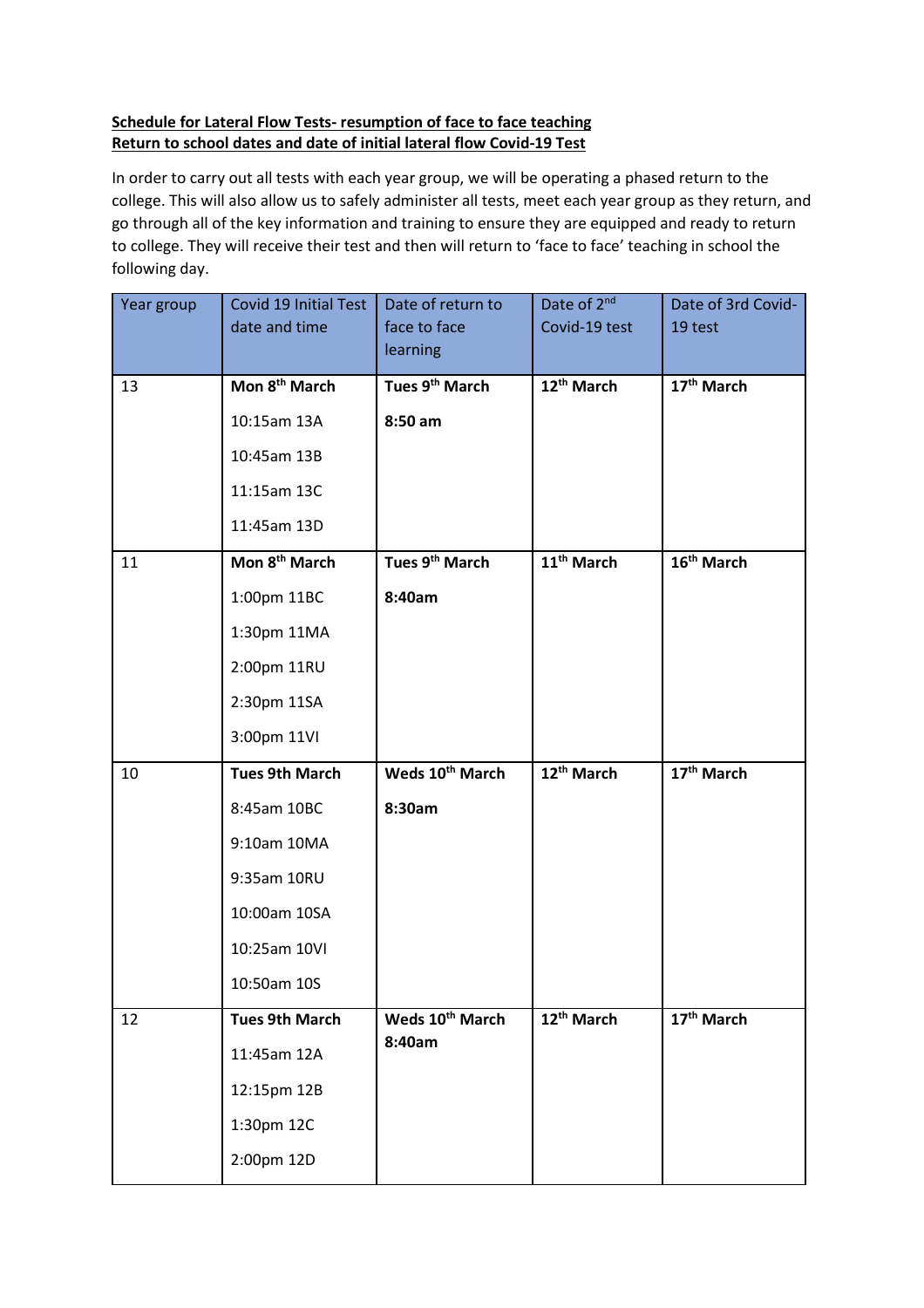**Schedule for Lateral Flow Tests- resumption of face to face teaching**
**Return to school dates and date of initial lateral flow Covid-19 Test**

In order to carry out all tests with each year group, we will be operating a phased return to the college. This will also allow us to safely administer all tests, meet each year group as they return, and go through all of the key information and training to ensure they are equipped and ready to return to college. They will receive their test and then will return to 'face to face' teaching in school the following day.

| Year group | Covid 19 Initial Test date and time | Date of return to face to face learning | Date of 2nd Covid-19 test | Date of 3rd Covid-19 test |
|---|---|---|---|---|
| 13 | **Mon 8th March**<br>10:15am 13A<br>10:45am 13B<br>11:15am 13C<br>11:45am 13D | **Tues 9th March**<br>**8:50 am** | **12th March** | **17th March** |
| 11 | **Mon 8th March**<br>1:00pm 11BC<br>1:30pm 11MA<br>2:00pm 11RU<br>2:30pm 11SA<br>3:00pm 11VI | **Tues 9th March**<br>**8:40am** | **11th March** | **16th March** |
| 10 | **Tues 9th March**<br>8:45am 10BC<br>9:10am 10MA<br>9:35am 10RU<br>10:00am 10SA<br>10:25am 10VI<br>10:50am 10S | **Weds 10th March**<br>**8:30am** | **12th March** | **17th March** |
| 12 | **Tues 9th March**<br>11:45am 12A<br>12:15pm 12B<br>1:30pm 12C<br>2:00pm 12D | **Weds 10th March**<br>**8:40am** | **12th March** | **17th March** |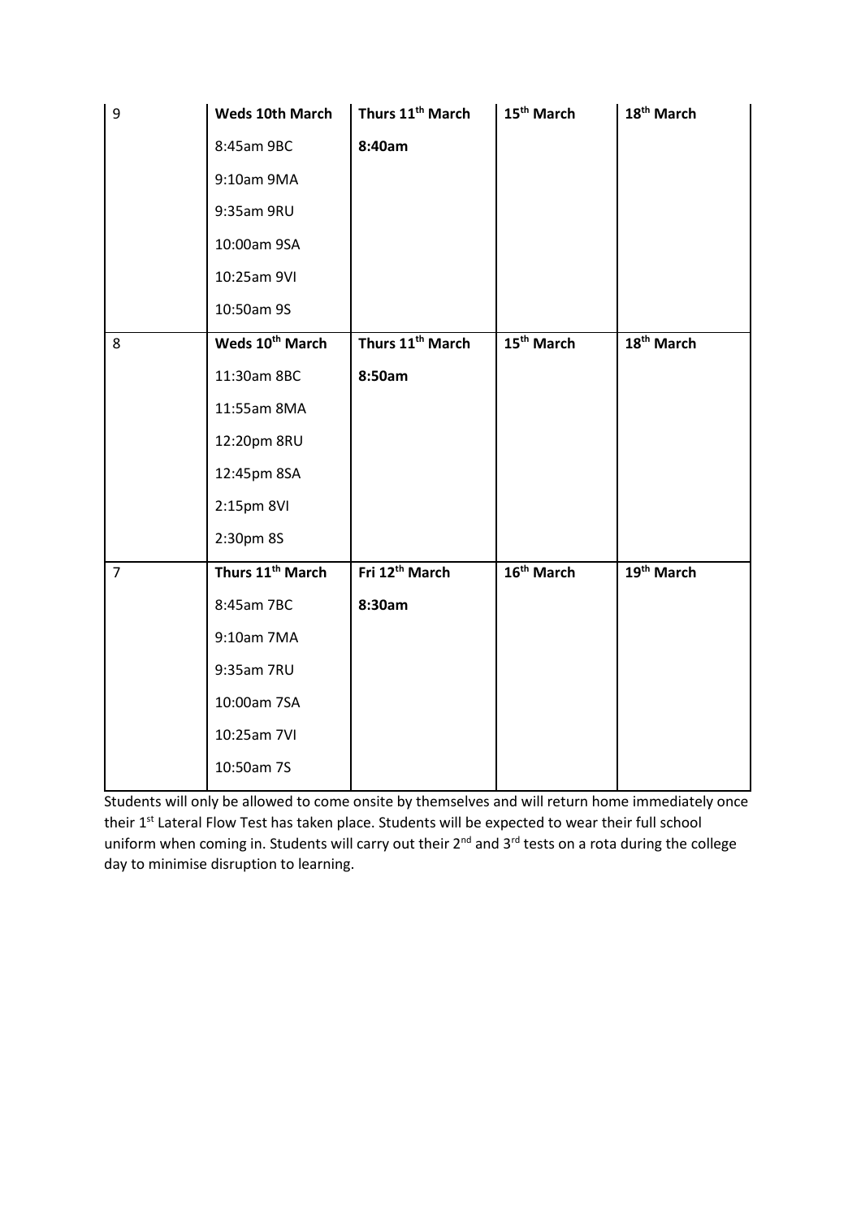| | | | | |
|---|---|---|---|---|
| 9 | **Weds 10th March**<br>8:45am 9BC<br>9:10am 9MA<br>9:35am 9RU<br>10:00am 9SA<br>10:25am 9VI<br>10:50am 9S | **Thurs 11th March**<br>**8:40am** | **15th March** | **18th March** |
| 8 | **Weds 10th March**<br>11:30am 8BC<br>11:55am 8MA<br>12:20pm 8RU<br>12:45pm 8SA<br>2:15pm 8VI<br>2:30pm 8S | **Thurs 11th March**<br>**8:50am** | **15th March** | **18th March** |
| 7 | **Thurs 11th March**<br>8:45am 7BC<br>9:10am 7MA<br>9:35am 7RU<br>10:00am 7SA<br>10:25am 7VI<br>10:50am 7S | **Fri 12th March**<br>**8:30am** | **16th March** | **19th March** |

Students will only be allowed to come onsite by themselves and will return home immediately once their 1st Lateral Flow Test has taken place. Students will be expected to wear their full school uniform when coming in. Students will carry out their 2nd and 3rd tests on a rota during the college day to minimise disruption to learning.